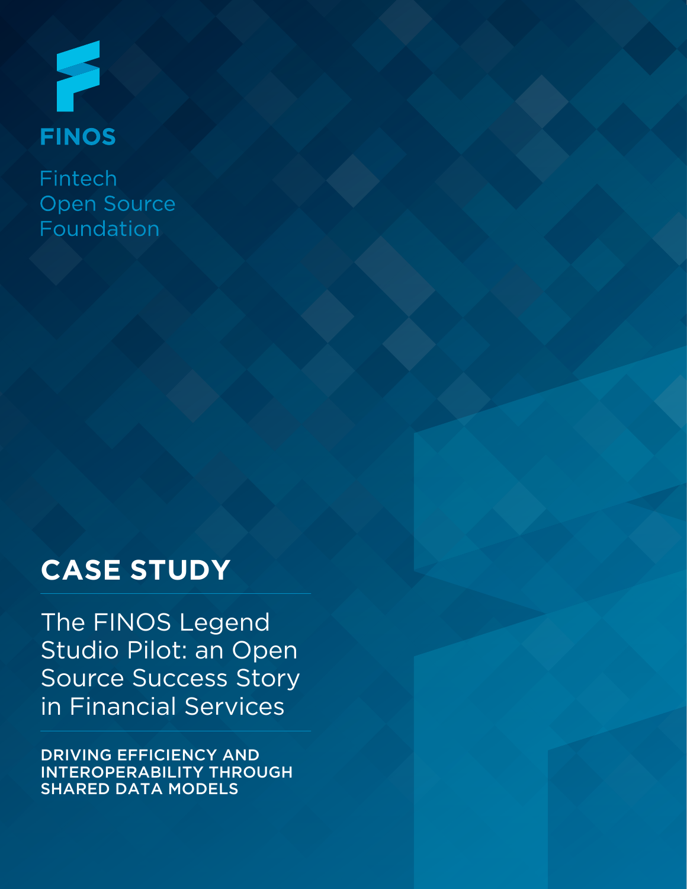**FINOS**

Fintech
Open Source
Foundation

# CASE STUDY

## The FINOS Legend Studio Pilot: an Open Source Success Story in Financial Services

**DRIVING EFFICIENCY AND INTEROPERABILITY THROUGH SHARED DATA MODELS**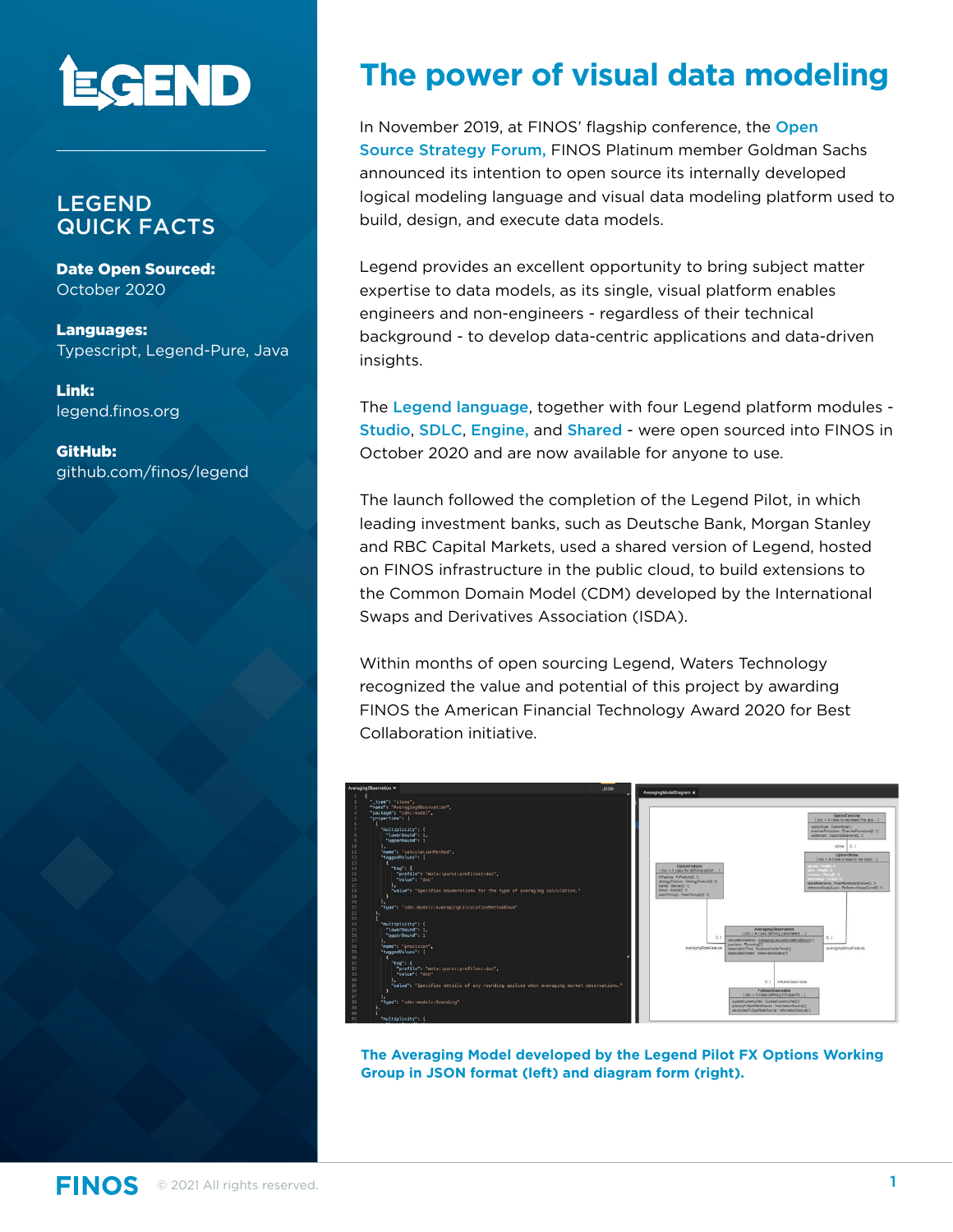# The power of visual data modeling

## LEGEND QUICK FACTS

**Date Open Sourced:**
October 2020

**Languages:**
Typescript, Legend-Pure, Java

**Link:**
legend.finos.org

**GitHub:**
github.com/finos/legend

In November 2019, at FINOS' flagship conference, the Open Source Strategy Forum, FINOS Platinum member Goldman Sachs announced its intention to open source its internally developed logical modeling language and visual data modeling platform used to build, design, and execute data models.

Legend provides an excellent opportunity to bring subject matter expertise to data models, as its single, visual platform enables engineers and non-engineers - regardless of their technical background - to develop data-centric applications and data-driven insights.

The Legend language, together with four Legend platform modules - Studio, SDLC, Engine, and Shared - were open sourced into FINOS in October 2020 and are now available for anyone to use.

The launch followed the completion of the Legend Pilot, in which leading investment banks, such as Deutsche Bank, Morgan Stanley and RBC Capital Markets, used a shared version of Legend, hosted on FINOS infrastructure in the public cloud, to build extensions to the Common Domain Model (CDM) developed by the International Swaps and Derivatives Association (ISDA).

Within months of open sourcing Legend, Waters Technology recognized the value and potential of this project by awarding FINOS the American Financial Technology Award 2020 for Best Collaboration initiative.

**The Averaging Model developed by the Legend Pilot FX Options Working Group in JSON format (left) and diagram form (right).**

© 2021 All rights reserved.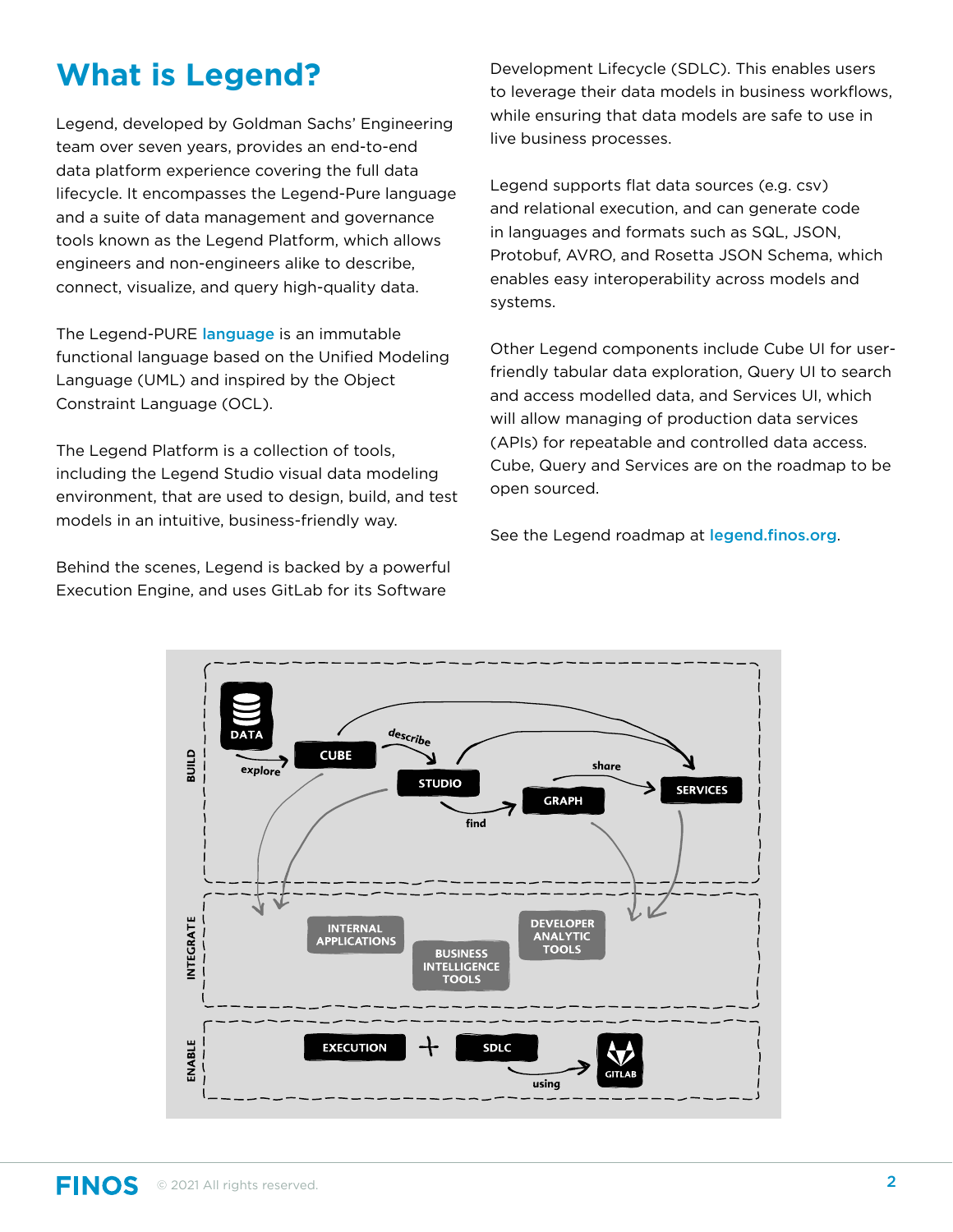# What is Legend?

Legend, developed by Goldman Sachs' Engineering team over seven years, provides an end-to-end data platform experience covering the full data lifecycle. It encompasses the Legend-Pure language and a suite of data management and governance tools known as the Legend Platform, which allows engineers and non-engineers alike to describe, connect, visualize, and query high-quality data.

The Legend-PURE language is an immutable functional language based on the Unified Modeling Language (UML) and inspired by the Object Constraint Language (OCL).

The Legend Platform is a collection of tools, including the Legend Studio visual data modeling environment, that are used to design, build, and test models in an intuitive, business-friendly way.

Behind the scenes, Legend is backed by a powerful Execution Engine, and uses GitLab for its Software Development Lifecycle (SDLC). This enables users to leverage their data models in business workflows, while ensuring that data models are safe to use in live business processes.

Legend supports flat data sources (e.g. csv) and relational execution, and can generate code in languages and formats such as SQL, JSON, Protobuf, AVRO, and Rosetta JSON Schema, which enables easy interoperability across models and systems.

Other Legend components include Cube UI for user-friendly tabular data exploration, Query UI to search and access modelled data, and Services UI, which will allow managing of production data services (APIs) for repeatable and controlled data access. Cube, Query and Services are on the roadmap to be open sourced.

See the Legend roadmap at legend.finos.org.

BUILD: DATA, CUBE (explore), STUDIO (describe), GRAPH (find), SERVICES (share)

INTEGRATE: INTERNAL APPLICATIONS, BUSINESS INTELLIGENCE TOOLS, DEVELOPER ANALYTIC TOOLS

ENABLE: EXECUTION + SDLC using GITLAB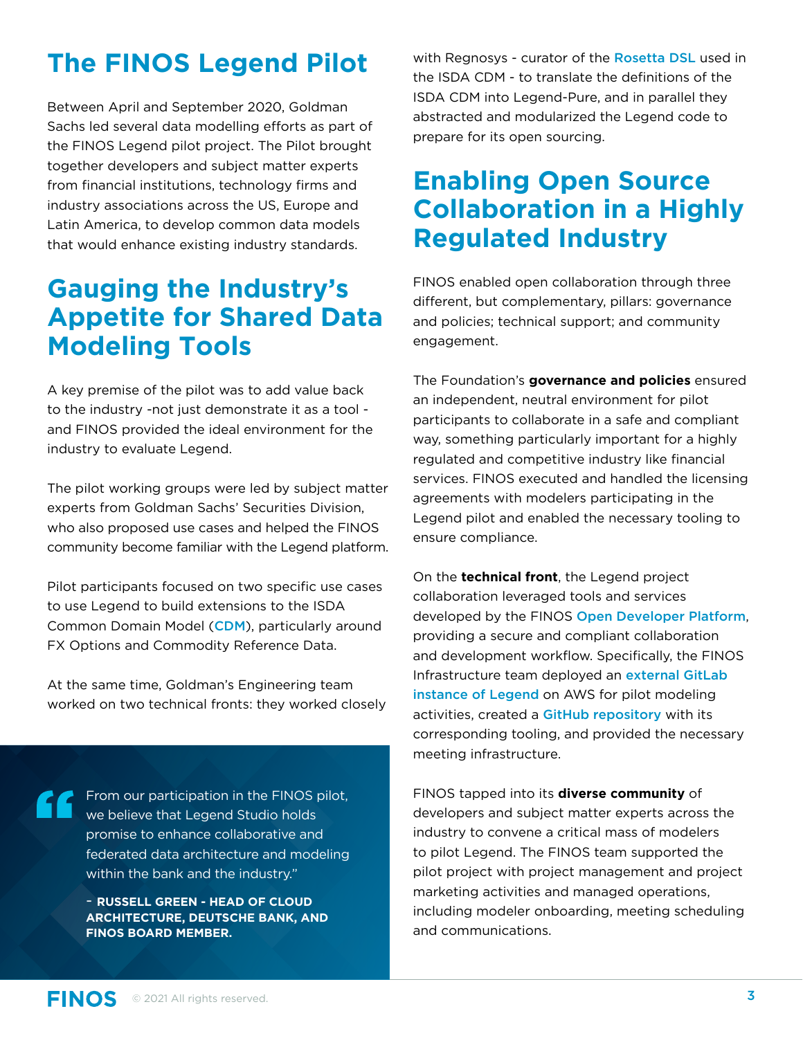## The FINOS Legend Pilot

Between April and September 2020, Goldman Sachs led several data modelling efforts as part of the FINOS Legend pilot project. The Pilot brought together developers and subject matter experts from financial institutions, technology firms and industry associations across the US, Europe and Latin America, to develop common data models that would enhance existing industry standards.

## Gauging the Industry's Appetite for Shared Data Modeling Tools

A key premise of the pilot was to add value back to the industry -not just demonstrate it as a tool - and FINOS provided the ideal environment for the industry to evaluate Legend.

The pilot working groups were led by subject matter experts from Goldman Sachs' Securities Division, who also proposed use cases and helped the FINOS community become familiar with the Legend platform.

Pilot participants focused on two specific use cases to use Legend to build extensions to the ISDA Common Domain Model (CDM), particularly around FX Options and Commodity Reference Data.

At the same time, Goldman's Engineering team worked on two technical fronts: they worked closely with Regnosys - curator of the Rosetta DSL used in the ISDA CDM - to translate the definitions of the ISDA CDM into Legend-Pure, and in parallel they abstracted and modularized the Legend code to prepare for its open sourcing.

> From our participation in the FINOS pilot, we believe that Legend Studio holds promise to enhance collaborative and federated data architecture and modeling within the bank and the industry."
>
> – **RUSSELL GREEN - HEAD OF CLOUD ARCHITECTURE, DEUTSCHE BANK, AND FINOS BOARD MEMBER.**

## Enabling Open Source Collaboration in a Highly Regulated Industry

FINOS enabled open collaboration through three different, but complementary, pillars: governance and policies; technical support; and community engagement.

The Foundation's **governance and policies** ensured an independent, neutral environment for pilot participants to collaborate in a safe and compliant way, something particularly important for a highly regulated and competitive industry like financial services. FINOS executed and handled the licensing agreements with modelers participating in the Legend pilot and enabled the necessary tooling to ensure compliance.

On the **technical front**, the Legend project collaboration leveraged tools and services developed by the FINOS Open Developer Platform, providing a secure and compliant collaboration and development workflow. Specifically, the FINOS Infrastructure team deployed an external GitLab instance of Legend on AWS for pilot modeling activities, created a GitHub repository with its corresponding tooling, and provided the necessary meeting infrastructure.

FINOS tapped into its **diverse community** of developers and subject matter experts across the industry to convene a critical mass of modelers to pilot Legend. The FINOS team supported the pilot project with project management and project marketing activities and managed operations, including modeler onboarding, meeting scheduling and communications.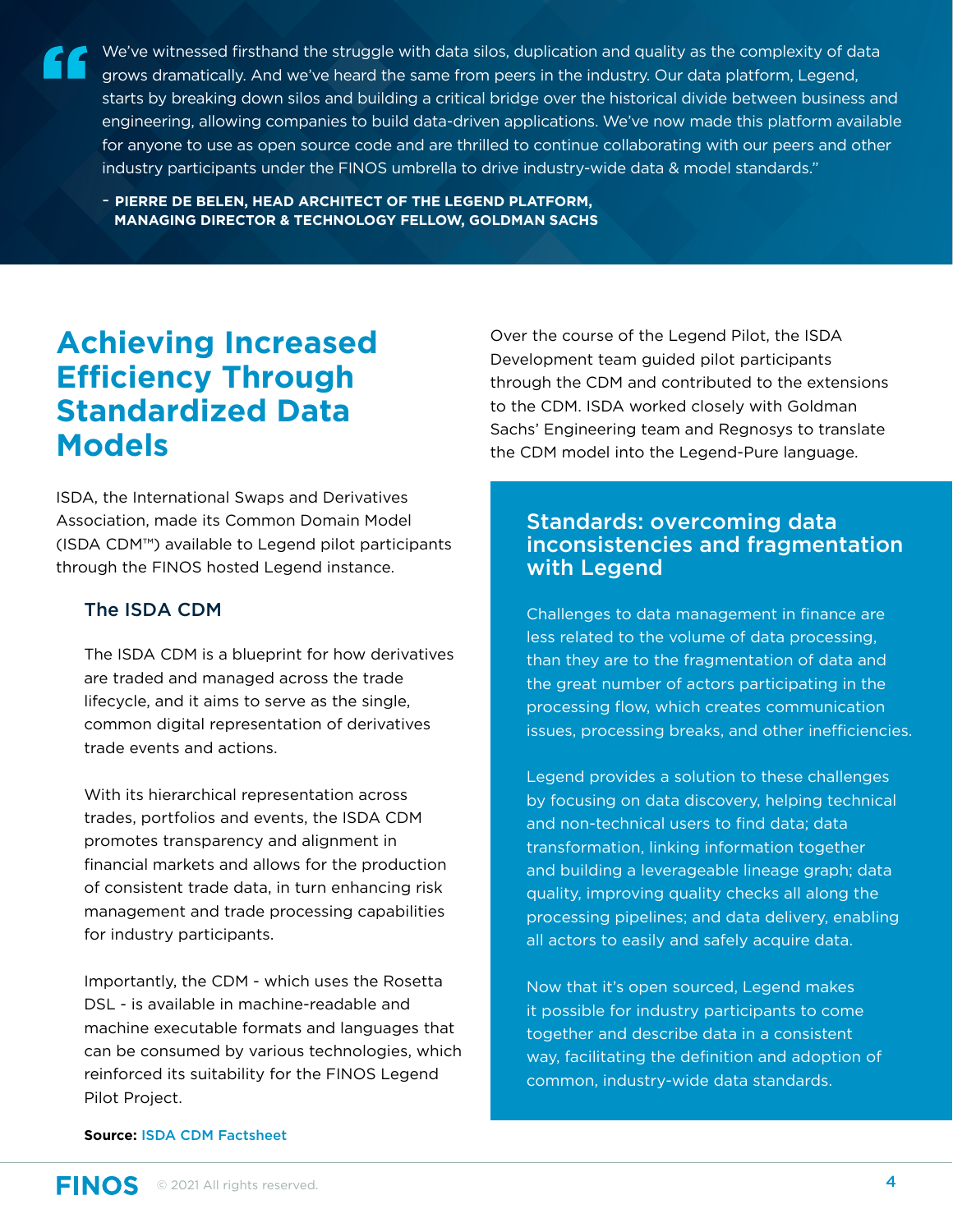> "We've witnessed firsthand the struggle with data silos, duplication and quality as the complexity of data grows dramatically. And we've heard the same from peers in the industry. Our data platform, Legend, starts by breaking down silos and building a critical bridge over the historical divide between business and engineering, allowing companies to build data-driven applications. We've now made this platform available for anyone to use as open source code and are thrilled to continue collaborating with our peers and other industry participants under the FINOS umbrella to drive industry-wide data & model standards."
>
> - **PIERRE DE BELEN, HEAD ARCHITECT OF THE LEGEND PLATFORM, MANAGING DIRECTOR & TECHNOLOGY FELLOW, GOLDMAN SACHS**

# Achieving Increased Efficiency Through Standardized Data Models

ISDA, the International Swaps and Derivatives Association, made its Common Domain Model (ISDA CDM™) available to Legend pilot participants through the FINOS hosted Legend instance.

### The ISDA CDM

The ISDA CDM is a blueprint for how derivatives are traded and managed across the trade lifecycle, and it aims to serve as the single, common digital representation of derivatives trade events and actions.

With its hierarchical representation across trades, portfolios and events, the ISDA CDM promotes transparency and alignment in financial markets and allows for the production of consistent trade data, in turn enhancing risk management and trade processing capabilities for industry participants.

Importantly, the CDM - which uses the Rosetta DSL - is available in machine-readable and machine executable formats and languages that can be consumed by various technologies, which reinforced its suitability for the FINOS Legend Pilot Project.

**Source:** ISDA CDM Factsheet

Over the course of the Legend Pilot, the ISDA Development team guided pilot participants through the CDM and contributed to the extensions to the CDM. ISDA worked closely with Goldman Sachs' Engineering team and Regnosys to translate the CDM model into the Legend-Pure language.

## Standards: overcoming data inconsistencies and fragmentation with Legend

Challenges to data management in finance are less related to the volume of data processing, than they are to the fragmentation of data and the great number of actors participating in the processing flow, which creates communication issues, processing breaks, and other inefficiencies.

Legend provides a solution to these challenges by focusing on data discovery, helping technical and non-technical users to find data; data transformation, linking information together and building a leverageable lineage graph; data quality, improving quality checks all along the processing pipelines; and data delivery, enabling all actors to easily and safely acquire data.

Now that it's open sourced, Legend makes it possible for industry participants to come together and describe data in a consistent way, facilitating the definition and adoption of common, industry-wide data standards.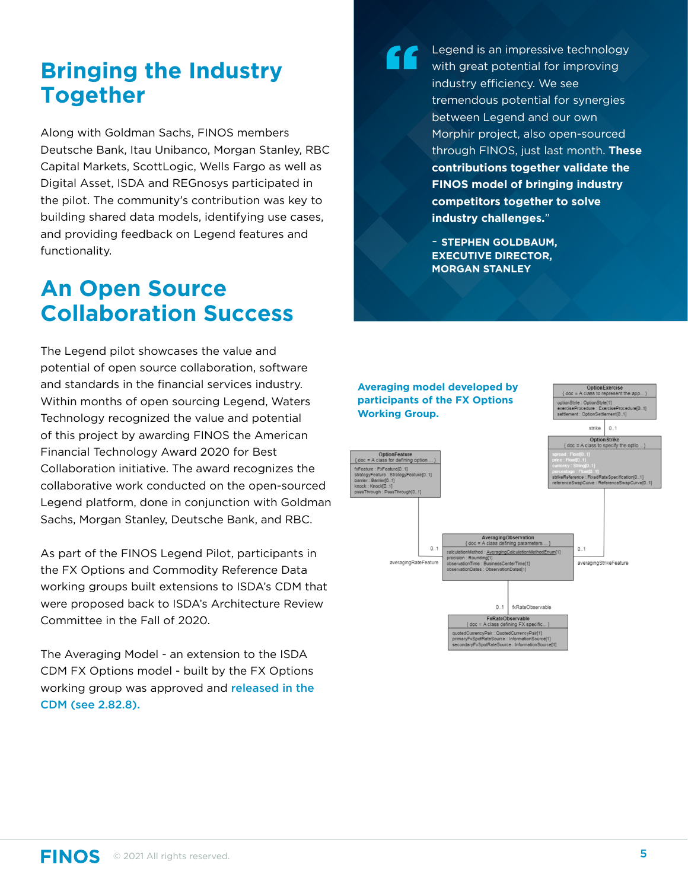# Bringing the Industry Together

Along with Goldman Sachs, FINOS members Deutsche Bank, Itau Unibanco, Morgan Stanley, RBC Capital Markets, ScottLogic, Wells Fargo as well as Digital Asset, ISDA and REGnosys participated in the pilot. The community's contribution was key to building shared data models, identifying use cases, and providing feedback on Legend features and functionality.

# An Open Source Collaboration Success

The Legend pilot showcases the value and potential of open source collaboration, software and standards in the financial services industry. Within months of open sourcing Legend, Waters Technology recognized the value and potential of this project by awarding FINOS the American Financial Technology Award 2020 for Best Collaboration initiative. The award recognizes the collaborative work conducted on the open-sourced Legend platform, done in conjunction with Goldman Sachs, Morgan Stanley, Deutsche Bank, and RBC.

As part of the FINOS Legend Pilot, participants in the FX Options and Commodity Reference Data working groups built extensions to ISDA's CDM that were proposed back to ISDA's Architecture Review Committee in the Fall of 2020.

The Averaging Model - an extension to the ISDA CDM FX Options model - built by the FX Options working group was approved and **released in the CDM (see 2.82.8).**

> Legend is an impressive technology with great potential for improving industry efficiency. We see tremendous potential for synergies between Legend and our own Morphir project, also open-sourced through FINOS, just last month. **These contributions together validate the FINOS model of bringing industry competitors together to solve industry challenges.**"
>
> **- STEPHEN GOLDBAUM, EXECUTIVE DIRECTOR, MORGAN STANLEY**

**Averaging model developed by participants of the FX Options Working Group.**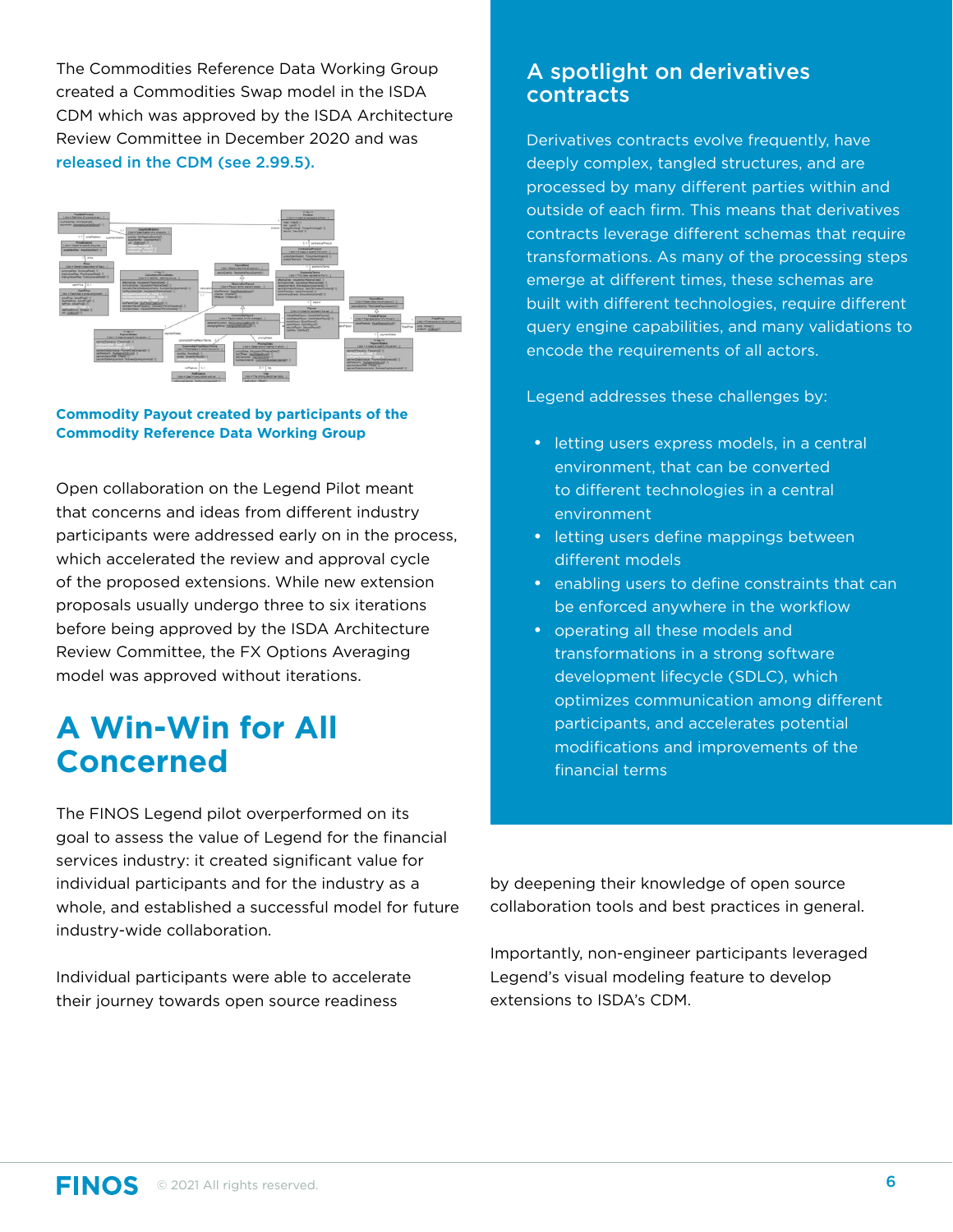The Commodities Reference Data Working Group created a Commodities Swap model in the ISDA CDM which was approved by the ISDA Architecture Review Committee in December 2020 and was released in the CDM (see 2.99.5).

**Commodity Payout created by participants of the Commodity Reference Data Working Group**

Open collaboration on the Legend Pilot meant that concerns and ideas from different industry participants were addressed early on in the process, which accelerated the review and approval cycle of the proposed extensions. While new extension proposals usually undergo three to six iterations before being approved by the ISDA Architecture Review Committee, the FX Options Averaging model was approved without iterations.

## A Win-Win for All Concerned

The FINOS Legend pilot overperformed on its goal to assess the value of Legend for the financial services industry: it created significant value for individual participants and for the industry as a whole, and established a successful model for future industry-wide collaboration.

Individual participants were able to accelerate their journey towards open source readiness by deepening their knowledge of open source collaboration tools and best practices in general.

Importantly, non-engineer participants leveraged Legend's visual modeling feature to develop extensions to ISDA's CDM.

### A spotlight on derivatives contracts

Derivatives contracts evolve frequently, have deeply complex, tangled structures, and are processed by many different parties within and outside of each firm. This means that derivatives contracts leverage different schemas that require transformations. As many of the processing steps emerge at different times, these schemas are built with different technologies, require different query engine capabilities, and many validations to encode the requirements of all actors.

Legend addresses these challenges by:

- letting users express models, in a central environment, that can be converted to different technologies in a central environment
- letting users define mappings between different models
- enabling users to define constraints that can be enforced anywhere in the workflow
- operating all these models and transformations in a strong software development lifecycle (SDLC), which optimizes communication among different participants, and accelerates potential modifications and improvements of the financial terms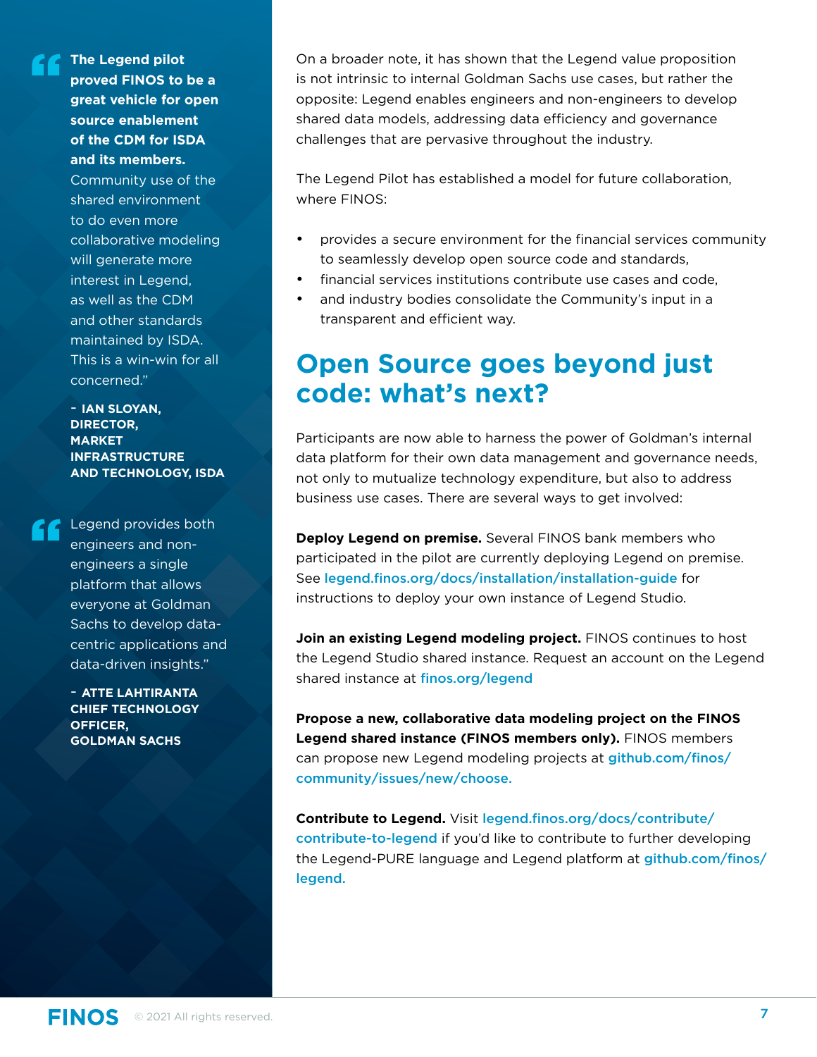> **The Legend pilot proved FINOS to be a great vehicle for open source enablement of the CDM for ISDA and its members.** Community use of the shared environment to do even more collaborative modeling will generate more interest in Legend, as well as the CDM and other standards maintained by ISDA. This is a win-win for all concerned."
>
> **- IAN SLOYAN, DIRECTOR, MARKET INFRASTRUCTURE AND TECHNOLOGY, ISDA**

> Legend provides both engineers and non-engineers a single platform that allows everyone at Goldman Sachs to develop data-centric applications and data-driven insights."
>
> **- ATTE LAHTIRANTA CHIEF TECHNOLOGY OFFICER, GOLDMAN SACHS**

On a broader note, it has shown that the Legend value proposition is not intrinsic to internal Goldman Sachs use cases, but rather the opposite: Legend enables engineers and non-engineers to develop shared data models, addressing data efficiency and governance challenges that are pervasive throughout the industry.

The Legend Pilot has established a model for future collaboration, where FINOS:

- provides a secure environment for the financial services community to seamlessly develop open source code and standards,
- financial services institutions contribute use cases and code,
- and industry bodies consolidate the Community's input in a transparent and efficient way.

## Open Source goes beyond just code: what's next?

Participants are now able to harness the power of Goldman's internal data platform for their own data management and governance needs, not only to mutualize technology expenditure, but also to address business use cases. There are several ways to get involved:

**Deploy Legend on premise.** Several FINOS bank members who participated in the pilot are currently deploying Legend on premise. See legend.finos.org/docs/installation/installation-guide for instructions to deploy your own instance of Legend Studio.

**Join an existing Legend modeling project.** FINOS continues to host the Legend Studio shared instance. Request an account on the Legend shared instance at finos.org/legend

**Propose a new, collaborative data modeling project on the FINOS Legend shared instance (FINOS members only).** FINOS members can propose new Legend modeling projects at github.com/finos/community/issues/new/choose.

**Contribute to Legend.** Visit legend.finos.org/docs/contribute/contribute-to-legend if you'd like to contribute to further developing the Legend-PURE language and Legend platform at github.com/finos/legend.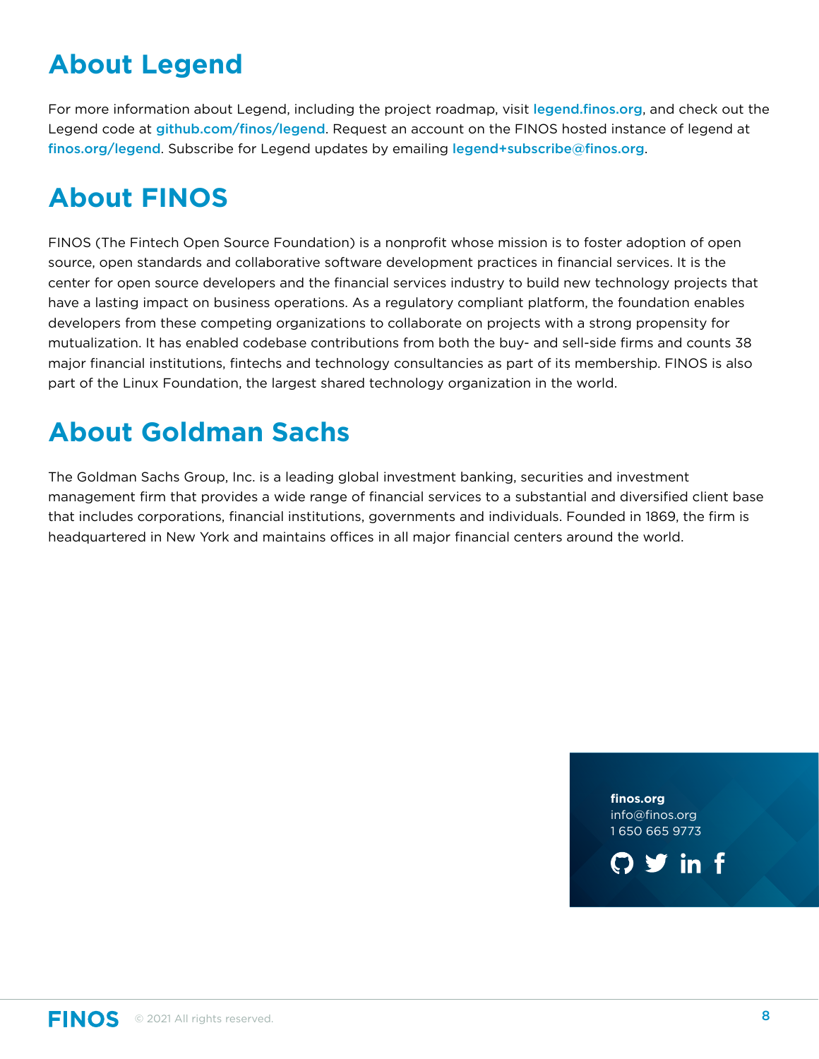## About Legend

For more information about Legend, including the project roadmap, visit legend.finos.org, and check out the Legend code at github.com/finos/legend. Request an account on the FINOS hosted instance of legend at finos.org/legend. Subscribe for Legend updates by emailing legend+subscribe@finos.org.

## About FINOS

FINOS (The Fintech Open Source Foundation) is a nonprofit whose mission is to foster adoption of open source, open standards and collaborative software development practices in financial services. It is the center for open source developers and the financial services industry to build new technology projects that have a lasting impact on business operations. As a regulatory compliant platform, the foundation enables developers from these competing organizations to collaborate on projects with a strong propensity for mutualization. It has enabled codebase contributions from both the buy- and sell-side firms and counts 38 major financial institutions, fintechs and technology consultancies as part of its membership. FINOS is also part of the Linux Foundation, the largest shared technology organization in the world.

## About Goldman Sachs

The Goldman Sachs Group, Inc. is a leading global investment banking, securities and investment management firm that provides a wide range of financial services to a substantial and diversified client base that includes corporations, financial institutions, governments and individuals. Founded in 1869, the firm is headquartered in New York and maintains offices in all major financial centers around the world.

**finos.org**
info@finos.org
1 650 665 9773

© 2021 All rights reserved.